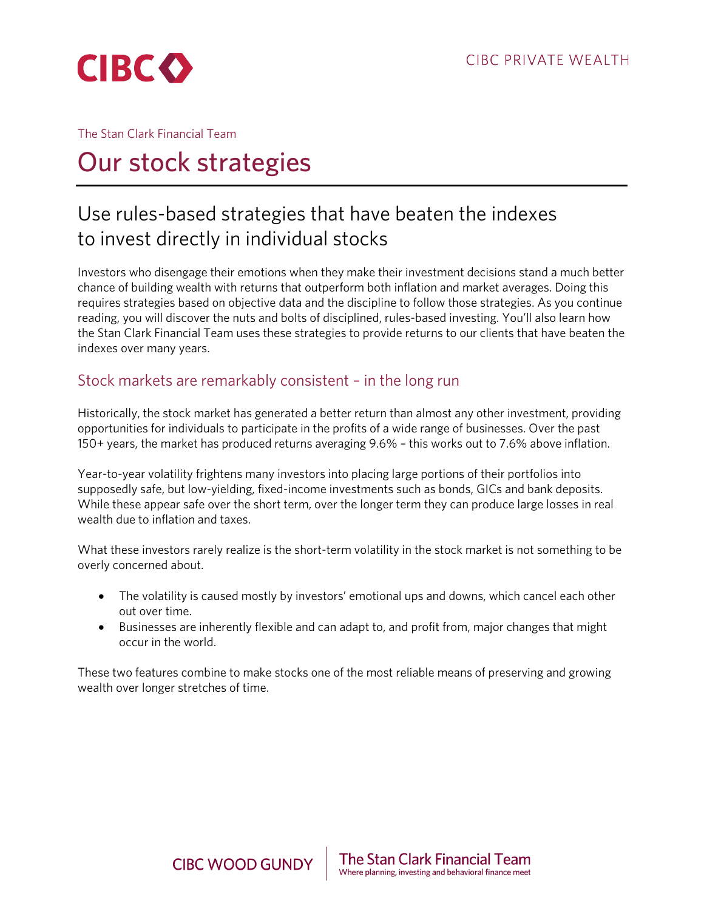CIBC PRIVATE WEALTH

The Stan Clark Financial Team

# Our stock strategies

## Use rules-based strategies that have beaten the indexes to invest directly in individual stocks

Investors who disengage their emotions when they make their investment decisions stand a much better chance of building wealth with returns that outperform both inflation and market averages. Doing this requires strategies based on objective data and the discipline to follow those strategies. As you continue reading, you will discover the nuts and bolts of disciplined, rules-based investing. You'll also learn how the Stan Clark Financial Team uses these strategies to provide returns to our clients that have beaten the indexes over many years.

### Stock markets are remarkably consistent – in the long run

Historically, the stock market has generated a better return than almost any other investment, providing opportunities for individuals to participate in the profits of a wide range of businesses. Over the past 150+ years, the market has produced returns averaging 9.6% – this works out to 7.6% above inflation.

Year-to-year volatility frightens many investors into placing large portions of their portfolios into supposedly safe, but low-yielding, fixed-income investments such as bonds, GICs and bank deposits. While these appear safe over the short term, over the longer term they can produce large losses in real wealth due to inflation and taxes.

What these investors rarely realize is the short-term volatility in the stock market is not something to be overly concerned about.

- The volatility is caused mostly by investors' emotional ups and downs, which cancel each other out over time.
- Businesses are inherently flexible and can adapt to, and profit from, major changes that might occur in the world.

These two features combine to make stocks one of the most reliable means of preserving and growing wealth over longer stretches of time.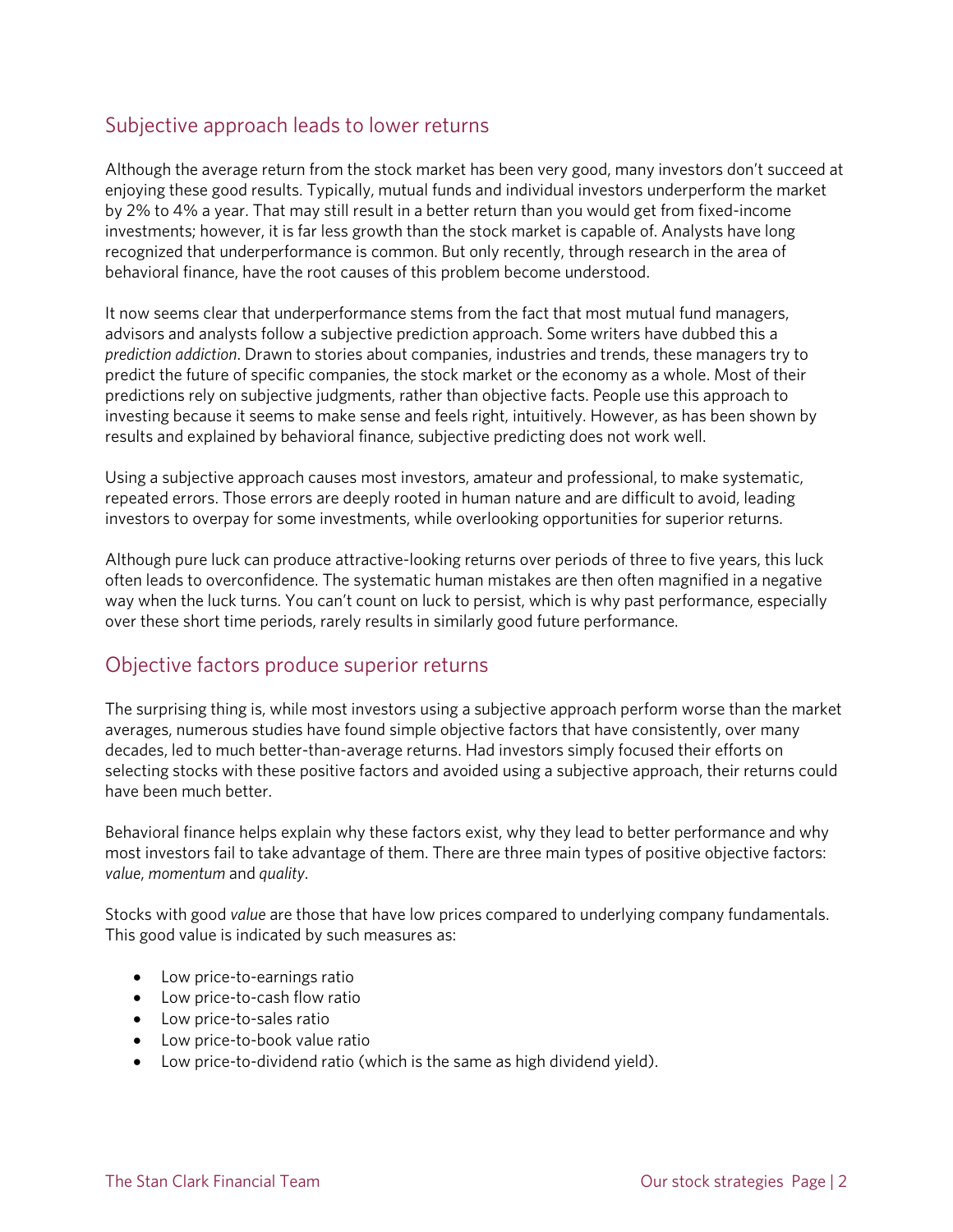## Subjective approach leads to lower returns

Although the average return from the stock market has been very good, many investors don't succeed at enjoying these good results. Typically, mutual funds and individual investors underperform the market by 2% to 4% a year. That may still result in a better return than you would get from fixed-income investments; however, it is far less growth than the stock market is capable of. Analysts have long recognized that underperformance is common. But only recently, through research in the area of behavioral finance, have the root causes of this problem become understood.

It now seems clear that underperformance stems from the fact that most mutual fund managers, advisors and analysts follow a subjective prediction approach. Some writers have dubbed this a *prediction addiction*. Drawn to stories about companies, industries and trends, these managers try to predict the future of specific companies, the stock market or the economy as a whole. Most of their predictions rely on subjective judgments, rather than objective facts. People use this approach to investing because it seems to make sense and feels right, intuitively. However, as has been shown by results and explained by behavioral finance, subjective predicting does not work well.

Using a subjective approach causes most investors, amateur and professional, to make systematic, repeated errors. Those errors are deeply rooted in human nature and are difficult to avoid, leading investors to overpay for some investments, while overlooking opportunities for superior returns.

Although pure luck can produce attractive-looking returns over periods of three to five years, this luck often leads to overconfidence. The systematic human mistakes are then often magnified in a negative way when the luck turns. You can't count on luck to persist, which is why past performance, especially over these short time periods, rarely results in similarly good future performance.

## Objective factors produce superior returns

The surprising thing is, while most investors using a subjective approach perform worse than the market averages, numerous studies have found simple objective factors that have consistently, over many decades, led to much better-than-average returns. Had investors simply focused their efforts on selecting stocks with these positive factors and avoided using a subjective approach, their returns could have been much better.

Behavioral finance helps explain why these factors exist, why they lead to better performance and why most investors fail to take advantage of them. There are three main types of positive objective factors: *value*, *momentum* and *quality*.

Stocks with good *value* are those that have low prices compared to underlying company fundamentals. This good value is indicated by such measures as:

- Low price-to-earnings ratio
- Low price-to-cash flow ratio
- Low price-to-sales ratio
- Low price-to-book value ratio
- Low price-to-dividend ratio (which is the same as high dividend yield).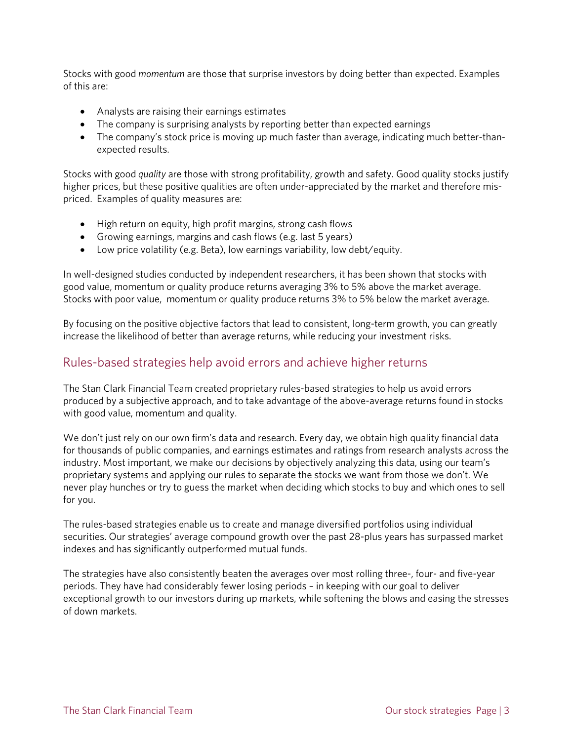Stocks with good *momentum* are those that surprise investors by doing better than expected. Examples of this are:

- Analysts are raising their earnings estimates
- The company is surprising analysts by reporting better than expected earnings
- The company's stock price is moving up much faster than average, indicating much better-than-expected results.

Stocks with good *quality* are those with strong profitability, growth and safety. Good quality stocks justify higher prices, but these positive qualities are often under-appreciated by the market and therefore mis-priced. Examples of quality measures are:

- High return on equity, high profit margins, strong cash flows
- Growing earnings, margins and cash flows (e.g. last 5 years)
- Low price volatility (e.g. Beta), low earnings variability, low debt/equity.

In well-designed studies conducted by independent researchers, it has been shown that stocks with good value, momentum or quality produce returns averaging 3% to 5% above the market average. Stocks with poor value, momentum or quality produce returns 3% to 5% below the market average.

By focusing on the positive objective factors that lead to consistent, long-term growth, you can greatly increase the likelihood of better than average returns, while reducing your investment risks.

## Rules-based strategies help avoid errors and achieve higher returns

The Stan Clark Financial Team created proprietary rules-based strategies to help us avoid errors produced by a subjective approach, and to take advantage of the above-average returns found in stocks with good value, momentum and quality.

We don't just rely on our own firm's data and research. Every day, we obtain high quality financial data for thousands of public companies, and earnings estimates and ratings from research analysts across the industry. Most important, we make our decisions by objectively analyzing this data, using our team's proprietary systems and applying our rules to separate the stocks we want from those we don't. We never play hunches or try to guess the market when deciding which stocks to buy and which ones to sell for you.

The rules-based strategies enable us to create and manage diversified portfolios using individual securities. Our strategies' average compound growth over the past 28-plus years has surpassed market indexes and has significantly outperformed mutual funds.

The strategies have also consistently beaten the averages over most rolling three-, four- and five-year periods. They have had considerably fewer losing periods – in keeping with our goal to deliver exceptional growth to our investors during up markets, while softening the blows and easing the stresses of down markets.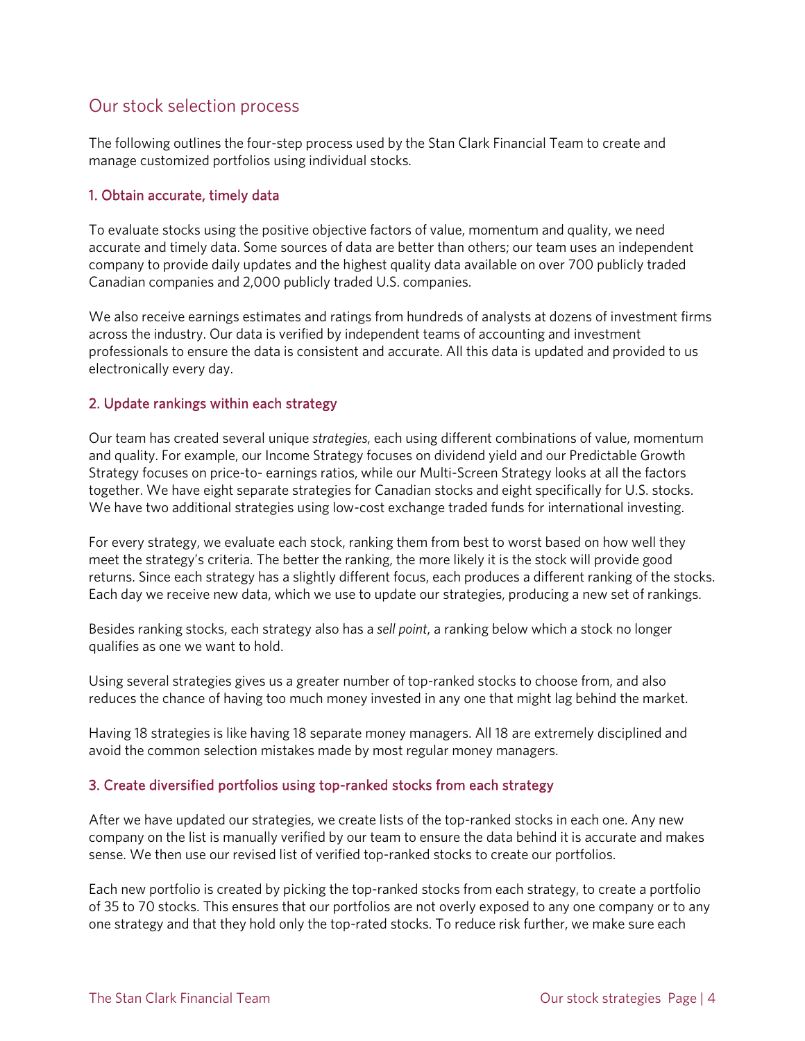## Our stock selection process

The following outlines the four-step process used by the Stan Clark Financial Team to create and manage customized portfolios using individual stocks.

### 1. Obtain accurate, timely data

To evaluate stocks using the positive objective factors of value, momentum and quality, we need accurate and timely data. Some sources of data are better than others; our team uses an independent company to provide daily updates and the highest quality data available on over 700 publicly traded Canadian companies and 2,000 publicly traded U.S. companies.

We also receive earnings estimates and ratings from hundreds of analysts at dozens of investment firms across the industry. Our data is verified by independent teams of accounting and investment professionals to ensure the data is consistent and accurate. All this data is updated and provided to us electronically every day.

### 2. Update rankings within each strategy

Our team has created several unique *strategies*, each using different combinations of value, momentum and quality. For example, our Income Strategy focuses on dividend yield and our Predictable Growth Strategy focuses on price-to- earnings ratios, while our Multi-Screen Strategy looks at all the factors together. We have eight separate strategies for Canadian stocks and eight specifically for U.S. stocks. We have two additional strategies using low-cost exchange traded funds for international investing.

For every strategy, we evaluate each stock, ranking them from best to worst based on how well they meet the strategy's criteria. The better the ranking, the more likely it is the stock will provide good returns. Since each strategy has a slightly different focus, each produces a different ranking of the stocks. Each day we receive new data, which we use to update our strategies, producing a new set of rankings.

Besides ranking stocks, each strategy also has a *sell point*, a ranking below which a stock no longer qualifies as one we want to hold.

Using several strategies gives us a greater number of top-ranked stocks to choose from, and also reduces the chance of having too much money invested in any one that might lag behind the market.

Having 18 strategies is like having 18 separate money managers. All 18 are extremely disciplined and avoid the common selection mistakes made by most regular money managers.

### 3. Create diversified portfolios using top-ranked stocks from each strategy

After we have updated our strategies, we create lists of the top-ranked stocks in each one. Any new company on the list is manually verified by our team to ensure the data behind it is accurate and makes sense. We then use our revised list of verified top-ranked stocks to create our portfolios.

Each new portfolio is created by picking the top-ranked stocks from each strategy, to create a portfolio of 35 to 70 stocks. This ensures that our portfolios are not overly exposed to any one company or to any one strategy and that they hold only the top-rated stocks. To reduce risk further, we make sure each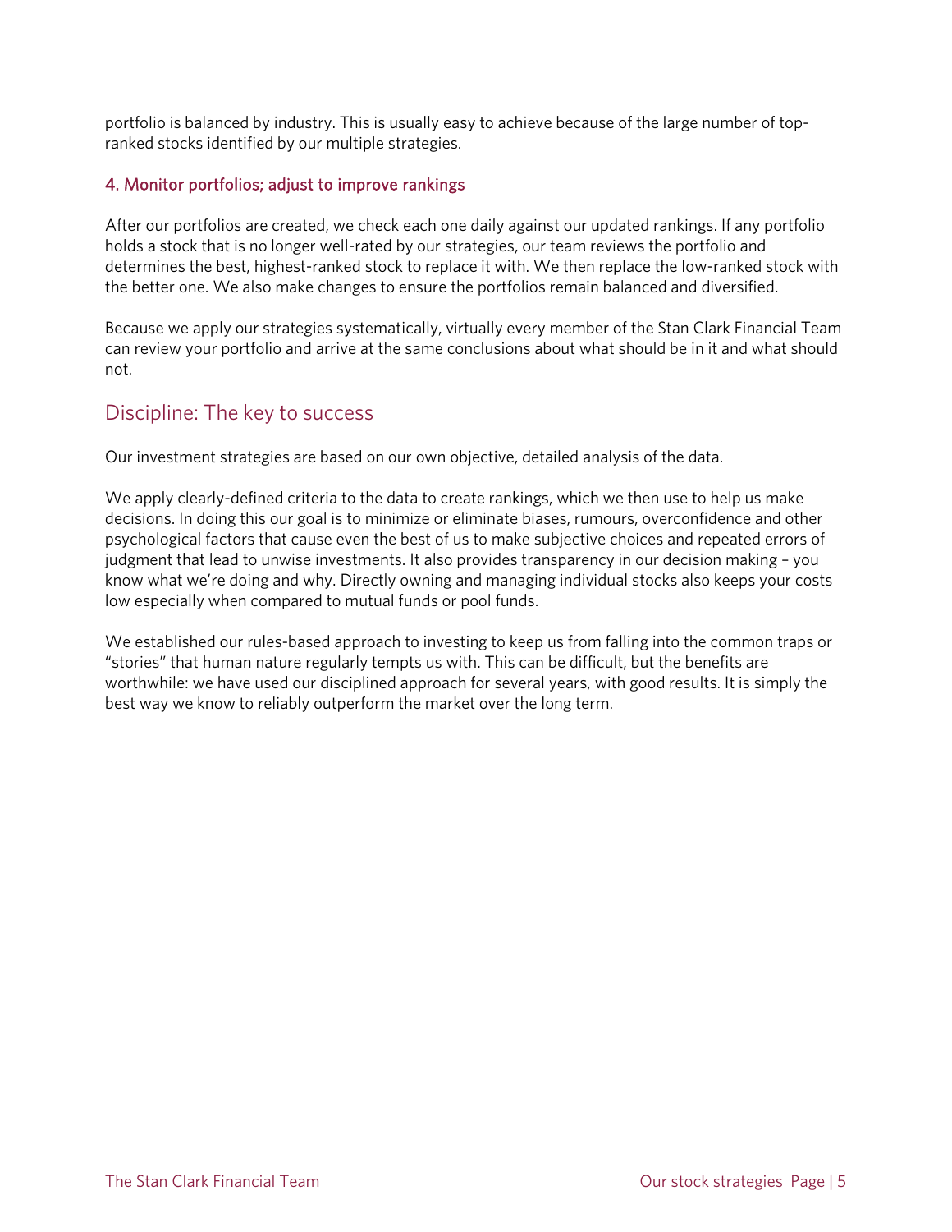portfolio is balanced by industry. This is usually easy to achieve because of the large number of top-ranked stocks identified by our multiple strategies.

### 4. Monitor portfolios; adjust to improve rankings

After our portfolios are created, we check each one daily against our updated rankings. If any portfolio holds a stock that is no longer well-rated by our strategies, our team reviews the portfolio and determines the best, highest-ranked stock to replace it with. We then replace the low-ranked stock with the better one. We also make changes to ensure the portfolios remain balanced and diversified.

Because we apply our strategies systematically, virtually every member of the Stan Clark Financial Team can review your portfolio and arrive at the same conclusions about what should be in it and what should not.

## Discipline: The key to success

Our investment strategies are based on our own objective, detailed analysis of the data.

We apply clearly-defined criteria to the data to create rankings, which we then use to help us make decisions. In doing this our goal is to minimize or eliminate biases, rumours, overconfidence and other psychological factors that cause even the best of us to make subjective choices and repeated errors of judgment that lead to unwise investments. It also provides transparency in our decision making – you know what we're doing and why. Directly owning and managing individual stocks also keeps your costs low especially when compared to mutual funds or pool funds.

We established our rules-based approach to investing to keep us from falling into the common traps or "stories" that human nature regularly tempts us with. This can be difficult, but the benefits are worthwhile: we have used our disciplined approach for several years, with good results. It is simply the best way we know to reliably outperform the market over the long term.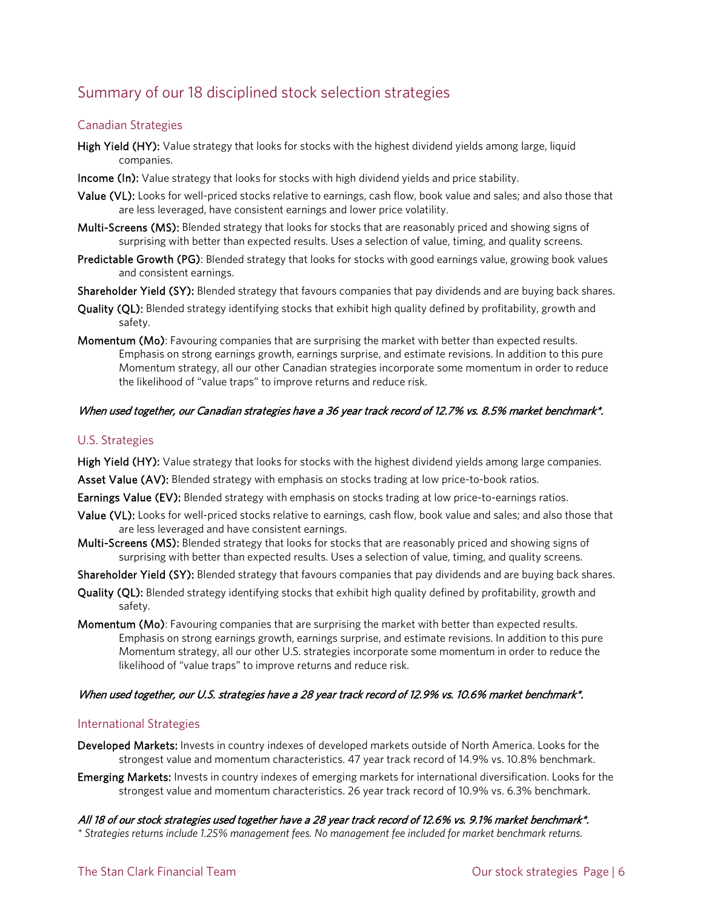# Summary of our 18 disciplined stock selection strategies

## Canadian Strategies

**High Yield (HY):** Value strategy that looks for stocks with the highest dividend yields among large, liquid companies.

**Income (In):** Value strategy that looks for stocks with high dividend yields and price stability.

**Value (VL):** Looks for well-priced stocks relative to earnings, cash flow, book value and sales; and also those that are less leveraged, have consistent earnings and lower price volatility.

**Multi-Screens (MS):** Blended strategy that looks for stocks that are reasonably priced and showing signs of surprising with better than expected results. Uses a selection of value, timing, and quality screens.

**Predictable Growth (PG)**: Blended strategy that looks for stocks with good earnings value, growing book values and consistent earnings.

**Shareholder Yield (SY):** Blended strategy that favours companies that pay dividends and are buying back shares.

**Quality (QL):** Blended strategy identifying stocks that exhibit high quality defined by profitability, growth and safety.

**Momentum (Mo)**: Favouring companies that are surprising the market with better than expected results. Emphasis on strong earnings growth, earnings surprise, and estimate revisions. In addition to this pure Momentum strategy, all our other Canadian strategies incorporate some momentum in order to reduce the likelihood of "value traps" to improve returns and reduce risk.

***When used together, our Canadian strategies have a 36 year track record of 12.7% vs. 8.5% market benchmark*.***

## U.S. Strategies

**High Yield (HY):** Value strategy that looks for stocks with the highest dividend yields among large companies.

**Asset Value (AV):** Blended strategy with emphasis on stocks trading at low price-to-book ratios.

**Earnings Value (EV):** Blended strategy with emphasis on stocks trading at low price-to-earnings ratios.

**Value (VL):** Looks for well-priced stocks relative to earnings, cash flow, book value and sales; and also those that are less leveraged and have consistent earnings.

**Multi-Screens (MS):** Blended strategy that looks for stocks that are reasonably priced and showing signs of surprising with better than expected results. Uses a selection of value, timing, and quality screens.

**Shareholder Yield (SY):** Blended strategy that favours companies that pay dividends and are buying back shares.

**Quality (QL):** Blended strategy identifying stocks that exhibit high quality defined by profitability, growth and safety.

**Momentum (Mo)**: Favouring companies that are surprising the market with better than expected results. Emphasis on strong earnings growth, earnings surprise, and estimate revisions. In addition to this pure Momentum strategy, all our other U.S. strategies incorporate some momentum in order to reduce the likelihood of "value traps" to improve returns and reduce risk.

***When used together, our U.S. strategies have a 28 year track record of 12.9% vs. 10.6% market benchmark*.***

## International Strategies

**Developed Markets:** Invests in country indexes of developed markets outside of North America. Looks for the strongest value and momentum characteristics. 47 year track record of 14.9% vs. 10.8% benchmark.

**Emerging Markets:** Invests in country indexes of emerging markets for international diversification. Looks for the strongest value and momentum characteristics. 26 year track record of 10.9% vs. 6.3% benchmark.

***All 18 of our stock strategies used together have a 28 year track record of 12.6% vs. 9.1% market benchmark*.***

*\* Strategies returns include 1.25% management fees. No management fee included for market benchmark returns.*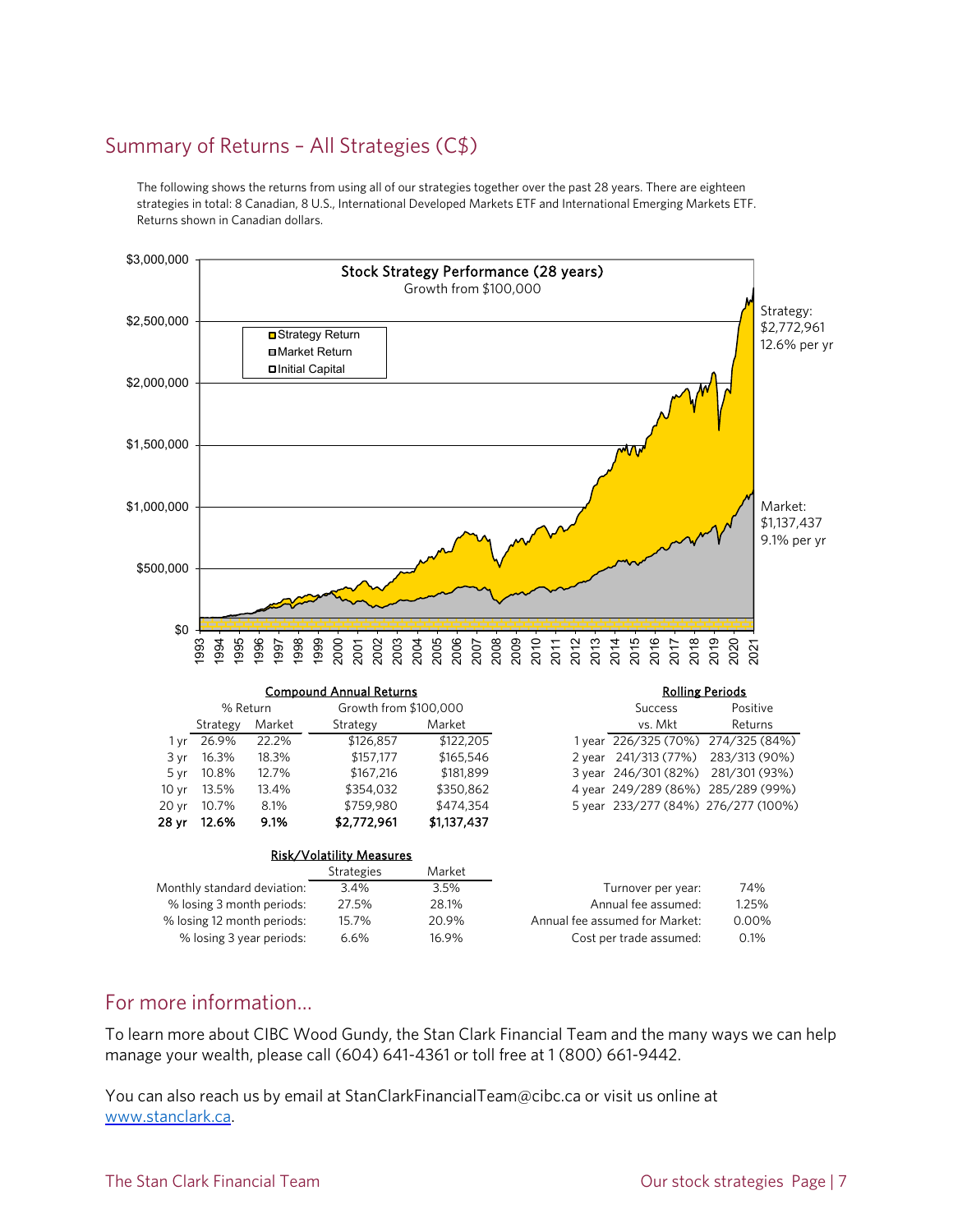## Summary of Returns – All Strategies (C$)

The following shows the returns from using all of our strategies together over the past 28 years. There are eighteen strategies in total: 8 Canadian, 8 U.S., International Developed Markets ETF and International Emerging Markets ETF. Returns shown in Canadian dollars.

**Stock Strategy Performance (28 years)**
Growth from $100,000

- Strategy Return
- Market Return
- Initial Capital

Strategy: $2,772,961, 12.6% per yr

Market: $1,137,437, 9.1% per yr

**Compound Annual Returns**

| | % Return | | Growth from $100,000 | |
|---|---|---|---|---|
| | Strategy | Market | Strategy | Market |
| 1 yr | 26.9% | 22.2% | $126,857 | $122,205 |
| 3 yr | 16.3% | 18.3% | $157,177 | $165,546 |
| 5 yr | 10.8% | 12.7% | $167,216 | $181,899 |
| 10 yr | 13.5% | 13.4% | $354,032 | $350,862 |
| 20 yr | 10.7% | 8.1% | $759,980 | $474,354 |
| **28 yr** | **12.6%** | **9.1%** | **$2,772,961** | **$1,137,437** |

**Rolling Periods**

| | Success vs. Mkt | Positive Returns |
|---|---|---|
| 1 year | 226/325 (70%) | 274/325 (84%) |
| 2 year | 241/313 (77%) | 283/313 (90%) |
| 3 year | 246/301 (82%) | 281/301 (93%) |
| 4 year | 249/289 (86%) | 285/289 (99%) |
| 5 year | 233/277 (84%) | 276/277 (100%) |

**Risk/Volatility Measures**

| | Strategies | Market |
|---|---|---|
| Monthly standard deviation: | 3.4% | 3.5% |
| % losing 3 month periods: | 27.5% | 28.1% |
| % losing 12 month periods: | 15.7% | 20.9% |
| % losing 3 year periods: | 6.6% | 16.9% |

| | |
|---|---|
| Turnover per year: | 74% |
| Annual fee assumed: | 1.25% |
| Annual fee assumed for Market: | 0.00% |
| Cost per trade assumed: | 0.1% |

## For more information…

To learn more about CIBC Wood Gundy, the Stan Clark Financial Team and the many ways we can help manage your wealth, please call (604) 641-4361 or toll free at 1 (800) 661-9442.

You can also reach us by email at StanClarkFinancialTeam@cibc.ca or visit us online at www.stanclark.ca.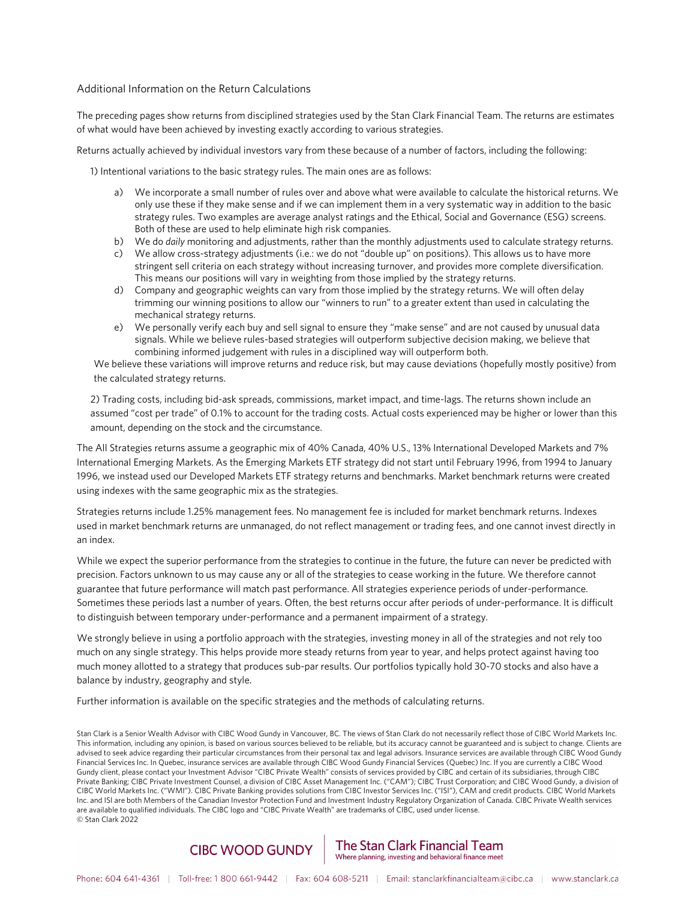## Additional Information on the Return Calculations

The preceding pages show returns from disciplined strategies used by the Stan Clark Financial Team. The returns are estimates of what would have been achieved by investing exactly according to various strategies.

Returns actually achieved by individual investors vary from these because of a number of factors, including the following:

1) Intentional variations to the basic strategy rules. The main ones are as follows:

   a) We incorporate a small number of rules over and above what were available to calculate the historical returns. We only use these if they make sense and if we can implement them in a very systematic way in addition to the basic strategy rules. Two examples are average analyst ratings and the Ethical, Social and Governance (ESG) screens. Both of these are used to help eliminate high risk companies.

   b) We do *daily* monitoring and adjustments, rather than the monthly adjustments used to calculate strategy returns.

   c) We allow cross-strategy adjustments (i.e.: we do not "double up" on positions). This allows us to have more stringent sell criteria on each strategy without increasing turnover, and provides more complete diversification. This means our positions will vary in weighting from those implied by the strategy returns.

   d) Company and geographic weights can vary from those implied by the strategy returns. We will often delay trimming our winning positions to allow our "winners to run" to a greater extent than used in calculating the mechanical strategy returns.

   e) We personally verify each buy and sell signal to ensure they "make sense" and are not caused by unusual data signals. While we believe rules-based strategies will outperform subjective decision making, we believe that combining informed judgement with rules in a disciplined way will outperform both.

   We believe these variations will improve returns and reduce risk, but may cause deviations (hopefully mostly positive) from the calculated strategy returns.

2) Trading costs, including bid-ask spreads, commissions, market impact, and time-lags. The returns shown include an assumed "cost per trade" of 0.1% to account for the trading costs. Actual costs experienced may be higher or lower than this amount, depending on the stock and the circumstance.

The All Strategies returns assume a geographic mix of 40% Canada, 40% U.S., 13% International Developed Markets and 7% International Emerging Markets. As the Emerging Markets ETF strategy did not start until February 1996, from 1994 to January 1996, we instead used our Developed Markets ETF strategy returns and benchmarks. Market benchmark returns were created using indexes with the same geographic mix as the strategies.

Strategies returns include 1.25% management fees. No management fee is included for market benchmark returns. Indexes used in market benchmark returns are unmanaged, do not reflect management or trading fees, and one cannot invest directly in an index.

While we expect the superior performance from the strategies to continue in the future, the future can never be predicted with precision. Factors unknown to us may cause any or all of the strategies to cease working in the future. We therefore cannot guarantee that future performance will match past performance. All strategies experience periods of under-performance. Sometimes these periods last a number of years. Often, the best returns occur after periods of under-performance. It is difficult to distinguish between temporary under-performance and a permanent impairment of a strategy.

We strongly believe in using a portfolio approach with the strategies, investing money in all of the strategies and not rely too much on any single strategy. This helps provide more steady returns from year to year, and helps protect against having too much money allotted to a strategy that produces sub-par results. Our portfolios typically hold 30-70 stocks and also have a balance by industry, geography and style.

Further information is available on the specific strategies and the methods of calculating returns.

Stan Clark is a Senior Wealth Advisor with CIBC Wood Gundy in Vancouver, BC. The views of Stan Clark do not necessarily reflect those of CIBC World Markets Inc. This information, including any opinion, is based on various sources believed to be reliable, but its accuracy cannot be guaranteed and is subject to change. Clients are advised to seek advice regarding their particular circumstances from their personal tax and legal advisors. Insurance services are available through CIBC Wood Gundy Financial Services Inc. In Quebec, insurance services are available through CIBC Wood Gundy Financial Services (Quebec) Inc. If you are currently a CIBC Wood Gundy client, please contact your Investment Advisor "CIBC Private Wealth" consists of services provided by CIBC and certain of its subsidiaries, through CIBC Private Banking; CIBC Private Investment Counsel, a division of CIBC Asset Management Inc. ("CAM"); CIBC Trust Corporation; and CIBC Wood Gundy, a division of CIBC World Markets Inc. ("WMI"). CIBC Private Banking provides solutions from CIBC Investor Services Inc. ("ISI"), CAM and credit products. CIBC World Markets Inc. and ISI are both Members of the Canadian Investor Protection Fund and Investment Industry Regulatory Organization of Canada. CIBC Private Wealth services are available to qualified individuals. The CIBC logo and "CIBC Private Wealth" are trademarks of CIBC, used under license.
© Stan Clark 2022

CIBC WOOD GUNDY | The Stan Clark Financial Team
Where planning, investing and behavioral finance meet

Phone: 604 641-4361 | Toll-free: 1 800 661-9442 | Fax: 604 608-5211 | Email: stanclarkfinancialteam@cibc.ca | www.stanclark.ca